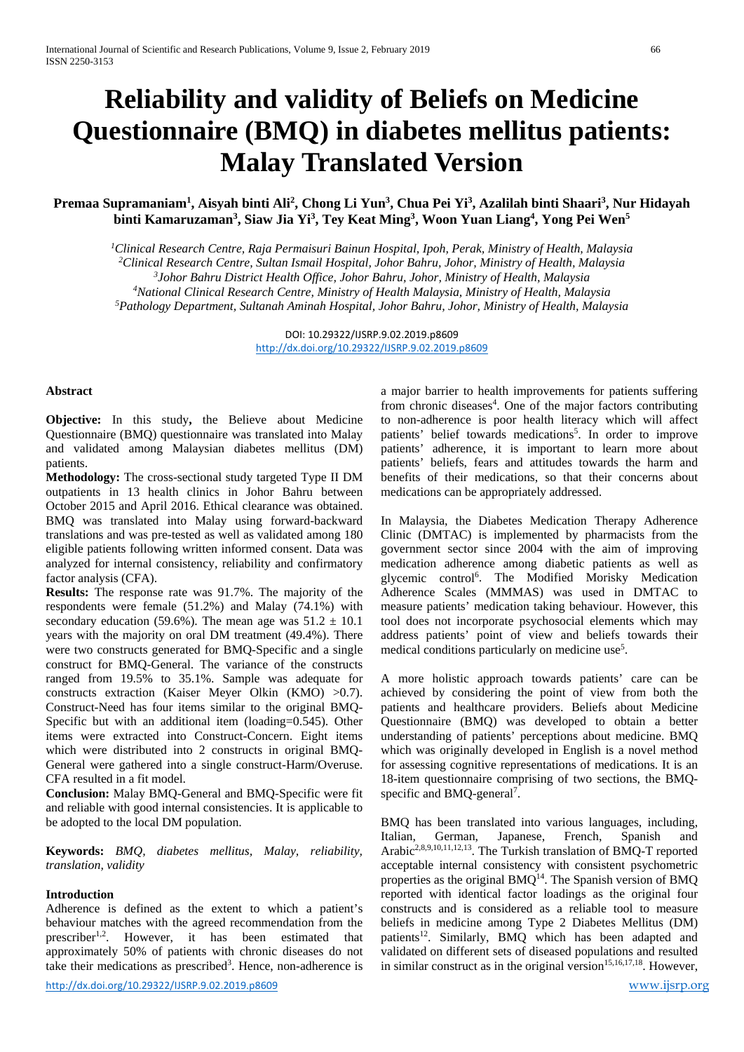# Reliability and validity of Beliefs on Medicine Questionnaire (BMQ) in diabetes mellitus patients: Malay Translated Version

**Premaa Supramaniam[1], Aisyah binti Ali[2], Chong Li Yun[3], Chua Pei Yi[3], Azalilah binti Shaari[3], Nur Hidayah binti Kamaruzaman[3], Siaw Jia Yi[3], Tey Keat Ming[3], Woon Yuan Liang[4], Yong Pei Wen[5]**

[1]*Clinical Research Centre, Raja Permaisuri Bainun Hospital, Ipoh, Perak, Ministry of Health, Malaysia*
[2]*Clinical Research Centre, Sultan Ismail Hospital, Johor Bahru, Johor, Ministry of Health, Malaysia*
[3]*Johor Bahru District Health Office, Johor Bahru, Johor, Ministry of Health, Malaysia*
[4]*National Clinical Research Centre, Ministry of Health Malaysia, Ministry of Health, Malaysia*
[5]*Pathology Department, Sultanah Aminah Hospital, Johor Bahru, Johor, Ministry of Health, Malaysia*

DOI: 10.29322/IJSRP.9.02.2019.p8609
http://dx.doi.org/10.29322/IJSRP.9.02.2019.p8609

## Abstract

**Objective:** In this study**,** the Believe about Medicine Questionnaire (BMQ) questionnaire was translated into Malay and validated among Malaysian diabetes mellitus (DM) patients.

**Methodology:** The cross-sectional study targeted Type II DM outpatients in 13 health clinics in Johor Bahru between October 2015 and April 2016. Ethical clearance was obtained. BMQ was translated into Malay using forward-backward translations and was pre-tested as well as validated among 180 eligible patients following written informed consent. Data was analyzed for internal consistency, reliability and confirmatory factor analysis (CFA).

**Results:** The response rate was 91.7%. The majority of the respondents were female (51.2%) and Malay (74.1%) with secondary education (59.6%). The mean age was $51.2 \pm 10.1$ years with the majority on oral DM treatment (49.4%). There were two constructs generated for BMQ-Specific and a single construct for BMQ-General. The variance of the constructs ranged from 19.5% to 35.1%. Sample was adequate for constructs extraction (Kaiser Meyer Olkin (KMO) >0.7). Construct-Need has four items similar to the original BMQ-Specific but with an additional item (loading=0.545). Other items were extracted into Construct-Concern. Eight items which were distributed into 2 constructs in original BMQ-General were gathered into a single construct-Harm/Overuse. CFA resulted in a fit model.

**Conclusion:** Malay BMQ-General and BMQ-Specific were fit and reliable with good internal consistencies. It is applicable to be adopted to the local DM population.

**Keywords:** *BMQ, diabetes mellitus, Malay, reliability, translation, validity*

## Introduction

Adherence is defined as the extent to which a patient's behaviour matches with the agreed recommendation from the prescriber[1,2]. However, it has been estimated that approximately 50% of patients with chronic diseases do not take their medications as prescribed[3]. Hence, non-adherence is a major barrier to health improvements for patients suffering from chronic diseases[4]. One of the major factors contributing to non-adherence is poor health literacy which will affect patients' belief towards medications[5]. In order to improve patients' adherence, it is important to learn more about patients' beliefs, fears and attitudes towards the harm and benefits of their medications, so that their concerns about medications can be appropriately addressed.

In Malaysia, the Diabetes Medication Therapy Adherence Clinic (DMTAC) is implemented by pharmacists from the government sector since 2004 with the aim of improving medication adherence among diabetic patients as well as glycemic control[6]. The Modified Morisky Medication Adherence Scales (MMMAS) was used in DMTAC to measure patients' medication taking behaviour. However, this tool does not incorporate psychosocial elements which may address patients' point of view and beliefs towards their medical conditions particularly on medicine use[5].

A more holistic approach towards patients' care can be achieved by considering the point of view from both the patients and healthcare providers. Beliefs about Medicine Questionnaire (BMQ) was developed to obtain a better understanding of patients' perceptions about medicine. BMQ which was originally developed in English is a novel method for assessing cognitive representations of medications. It is an 18-item questionnaire comprising of two sections, the BMQ-specific and BMQ-general[7].

BMQ has been translated into various languages, including, Italian, German, Japanese, French, Spanish and Arabic[2,8,9,10,11,12,13]. The Turkish translation of BMQ-T reported acceptable internal consistency with consistent psychometric properties as the original BMQ[14]. The Spanish version of BMQ reported with identical factor loadings as the original four constructs and is considered as a reliable tool to measure beliefs in medicine among Type 2 Diabetes Mellitus (DM) patients[12]. Similarly, BMQ which has been adapted and validated on different sets of diseased populations and resulted in similar construct as in the original version[15,16,17,18]. However,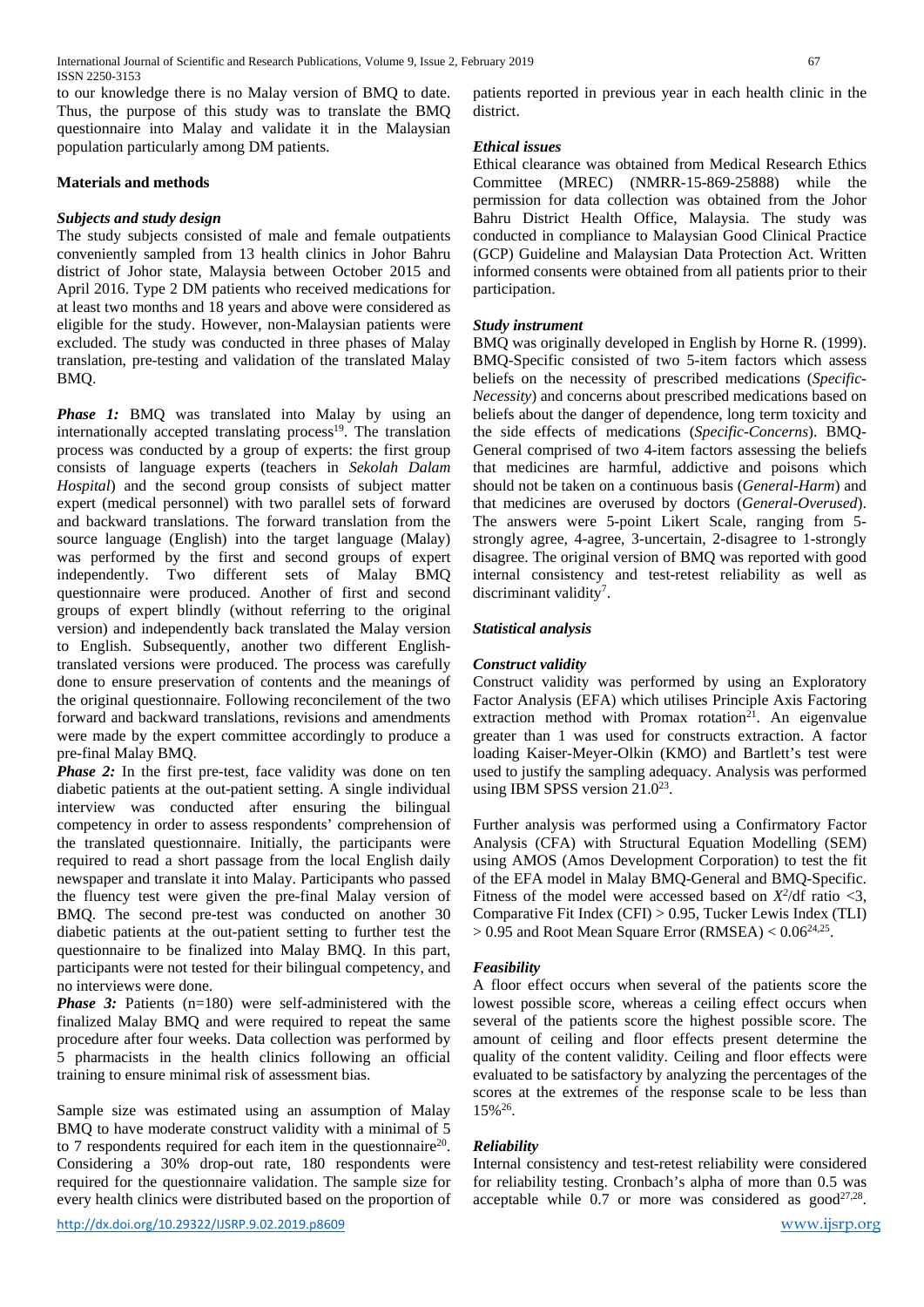to our knowledge there is no Malay version of BMQ to date. Thus, the purpose of this study was to translate the BMQ questionnaire into Malay and validate it in the Malaysian population particularly among DM patients.

## Materials and methods

### *Subjects and study design*

The study subjects consisted of male and female outpatients conveniently sampled from 13 health clinics in Johor Bahru district of Johor state, Malaysia between October 2015 and April 2016. Type 2 DM patients who received medications for at least two months and 18 years and above were considered as eligible for the study. However, non-Malaysian patients were excluded. The study was conducted in three phases of Malay translation, pre-testing and validation of the translated Malay BMQ.

***Phase 1:*** BMQ was translated into Malay by using an internationally accepted translating process[19]. The translation process was conducted by a group of experts: the first group consists of language experts (teachers in *Sekolah Dalam Hospital*) and the second group consists of subject matter expert (medical personnel) with two parallel sets of forward and backward translations. The forward translation from the source language (English) into the target language (Malay) was performed by the first and second groups of expert independently. Two different sets of Malay BMQ questionnaire were produced. Another of first and second groups of expert blindly (without referring to the original version) and independently back translated the Malay version to English. Subsequently, another two different English-translated versions were produced. The process was carefully done to ensure preservation of contents and the meanings of the original questionnaire. Following reconcilement of the two forward and backward translations, revisions and amendments were made by the expert committee accordingly to produce a pre-final Malay BMQ.

***Phase 2:*** In the first pre-test, face validity was done on ten diabetic patients at the out-patient setting. A single individual interview was conducted after ensuring the bilingual competency in order to assess respondents' comprehension of the translated questionnaire. Initially, the participants were required to read a short passage from the local English daily newspaper and translate it into Malay. Participants who passed the fluency test were given the pre-final Malay version of BMQ. The second pre-test was conducted on another 30 diabetic patients at the out-patient setting to further test the questionnaire to be finalized into Malay BMQ. In this part, participants were not tested for their bilingual competency, and no interviews were done.

***Phase 3:*** Patients (n=180) were self-administered with the finalized Malay BMQ and were required to repeat the same procedure after four weeks. Data collection was performed by 5 pharmacists in the health clinics following an official training to ensure minimal risk of assessment bias.

Sample size was estimated using an assumption of Malay BMQ to have moderate construct validity with a minimal of 5 to 7 respondents required for each item in the questionnaire[20]. Considering a 30% drop-out rate, 180 respondents were required for the questionnaire validation. The sample size for every health clinics were distributed based on the proportion of patients reported in previous year in each health clinic in the district.

### *Ethical issues*

Ethical clearance was obtained from Medical Research Ethics Committee (MREC) (NMRR-15-869-25888) while the permission for data collection was obtained from the Johor Bahru District Health Office, Malaysia. The study was conducted in compliance to Malaysian Good Clinical Practice (GCP) Guideline and Malaysian Data Protection Act. Written informed consents were obtained from all patients prior to their participation.

### *Study instrument*

BMQ was originally developed in English by Horne R. (1999). BMQ-Specific consisted of two 5-item factors which assess beliefs on the necessity of prescribed medications (*Specific-Necessity*) and concerns about prescribed medications based on beliefs about the danger of dependence, long term toxicity and the side effects of medications (*Specific-Concerns*). BMQ-General comprised of two 4-item factors assessing the beliefs that medicines are harmful, addictive and poisons which should not be taken on a continuous basis (*General-Harm*) and that medicines are overused by doctors (*General-Overused*). The answers were 5-point Likert Scale, ranging from 5-strongly agree, 4-agree, 3-uncertain, 2-disagree to 1-strongly disagree. The original version of BMQ was reported with good internal consistency and test-retest reliability as well as discriminant validity[7].

### *Statistical analysis*

### *Construct validity*

Construct validity was performed by using an Exploratory Factor Analysis (EFA) which utilises Principle Axis Factoring extraction method with Promax rotation[21]. An eigenvalue greater than 1 was used for constructs extraction. A factor loading Kaiser-Meyer-Olkin (KMO) and Bartlett's test were used to justify the sampling adequacy. Analysis was performed using IBM SPSS version 21.0[23].

Further analysis was performed using a Confirmatory Factor Analysis (CFA) with Structural Equation Modelling (SEM) using AMOS (Amos Development Corporation) to test the fit of the EFA model in Malay BMQ-General and BMQ-Specific. Fitness of the model were accessed based on $X^2$/df ratio <3, Comparative Fit Index (CFI) > 0.95, Tucker Lewis Index (TLI) > 0.95 and Root Mean Square Error (RMSEA) < 0.06[24,25].

### *Feasibility*

A floor effect occurs when several of the patients score the lowest possible score, whereas a ceiling effect occurs when several of the patients score the highest possible score. The amount of ceiling and floor effects present determine the quality of the content validity. Ceiling and floor effects were evaluated to be satisfactory by analyzing the percentages of the scores at the extremes of the response scale to be less than 15%[26].

### *Reliability*

Internal consistency and test-retest reliability were considered for reliability testing. Cronbach's alpha of more than 0.5 was acceptable while 0.7 or more was considered as good[27,28].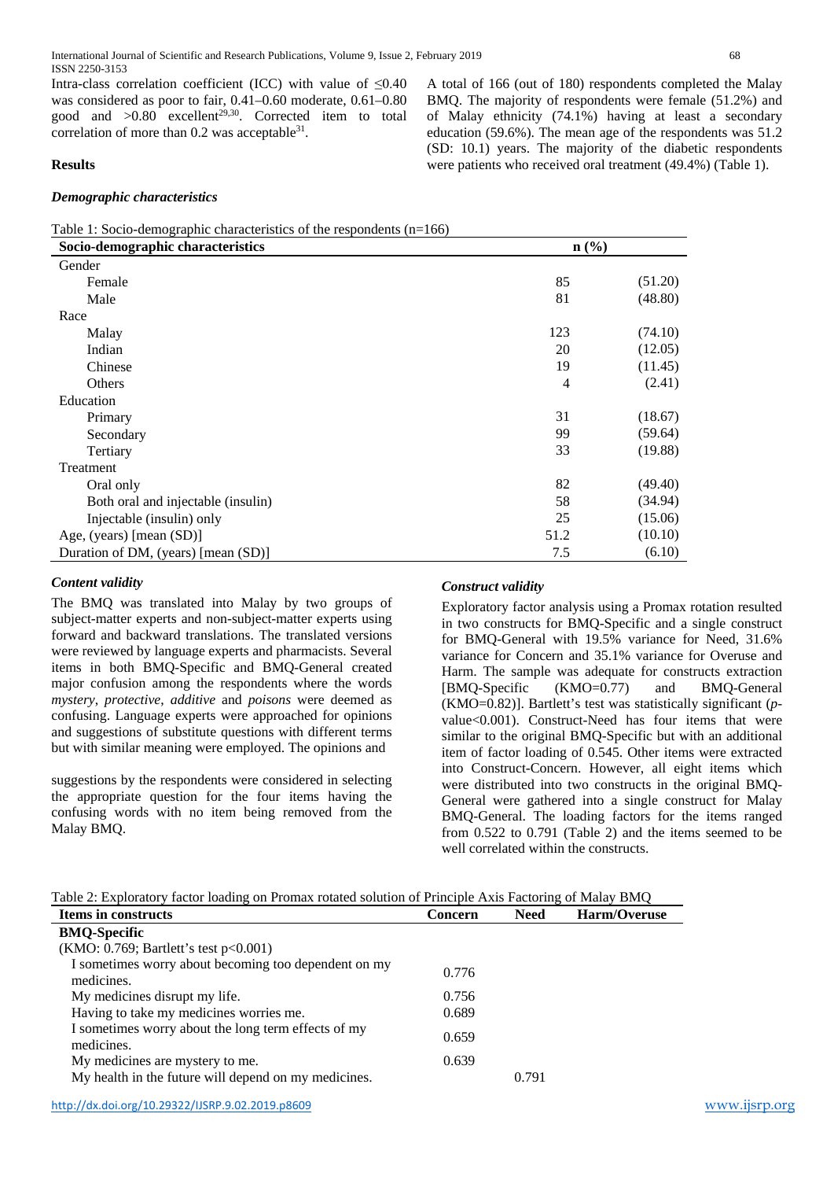Intra-class correlation coefficient (ICC) with value of $\leq 0.40$ was considered as poor to fair, 0.41–0.60 moderate, 0.61–0.80 good and >0.80 excellent[29,30]. Corrected item to total correlation of more than 0.2 was acceptable[31].

## Results

### *Demographic characteristics*

A total of 166 (out of 180) respondents completed the Malay BMQ. The majority of respondents were female (51.2%) and of Malay ethnicity (74.1%) having at least a secondary education (59.6%). The mean age of the respondents was 51.2 (SD: 10.1) years. The majority of the diabetic respondents were patients who received oral treatment (49.4%) (Table 1).

Table 1: Socio-demographic characteristics of the respondents (n=166)

| Socio-demographic characteristics | n (%) | |
|---|---|---|
| Gender | | |
| Female | 85 | (51.20) |
| Male | 81 | (48.80) |
| Race | | |
| Malay | 123 | (74.10) |
| Indian | 20 | (12.05) |
| Chinese | 19 | (11.45) |
| Others | 4 | (2.41) |
| Education | | |
| Primary | 31 | (18.67) |
| Secondary | 99 | (59.64) |
| Tertiary | 33 | (19.88) |
| Treatment | | |
| Oral only | 82 | (49.40) |
| Both oral and injectable (insulin) | 58 | (34.94) |
| Injectable (insulin) only | 25 | (15.06) |
| Age, (years) [mean (SD)] | 51.2 | (10.10) |
| Duration of DM, (years) [mean (SD)] | 7.5 | (6.10) |

### *Content validity*

The BMQ was translated into Malay by two groups of subject-matter experts and non-subject-matter experts using forward and backward translations. The translated versions were reviewed by language experts and pharmacists. Several items in both BMQ-Specific and BMQ-General created major confusion among the respondents where the words *mystery*, *protective*, *additive* and *poisons* were deemed as confusing. Language experts were approached for opinions and suggestions of substitute questions with different terms but with similar meaning were employed. The opinions and suggestions by the respondents were considered in selecting the appropriate question for the four items having the confusing words with no item being removed from the Malay BMQ.

### *Construct validity*

Exploratory factor analysis using a Promax rotation resulted in two constructs for BMQ-Specific and a single construct for BMQ-General with 19.5% variance for Need, 31.6% variance for Concern and 35.1% variance for Overuse and Harm. The sample was adequate for constructs extraction [BMQ-Specific (KMO=0.77) and BMQ-General (KMO=0.82)]. Bartlett's test was statistically significant ($p$-value<0.001). Construct-Need has four items that were similar to the original BMQ-Specific but with an additional item of factor loading of 0.545. Other items were extracted into Construct-Concern. However, all eight items which were distributed into two constructs in the original BMQ-General were gathered into a single construct for Malay BMQ-General. The loading factors for the items ranged from 0.522 to 0.791 (Table 2) and the items seemed to be well correlated within the constructs.

Table 2: Exploratory factor loading on Promax rotated solution of Principle Axis Factoring of Malay BMQ

| Items in constructs | Concern | Need | Harm/Overuse |
|---|---|---|---|
| **BMQ-Specific** | | | |
| (KMO: 0.769; Bartlett's test p<0.001) | | | |
| I sometimes worry about becoming too dependent on my medicines. | 0.776 | | |
| My medicines disrupt my life. | 0.756 | | |
| Having to take my medicines worries me. | 0.689 | | |
| I sometimes worry about the long term effects of my medicines. | 0.659 | | |
| My medicines are mystery to me. | 0.639 | | |
| My health in the future will depend on my medicines. | | 0.791 | |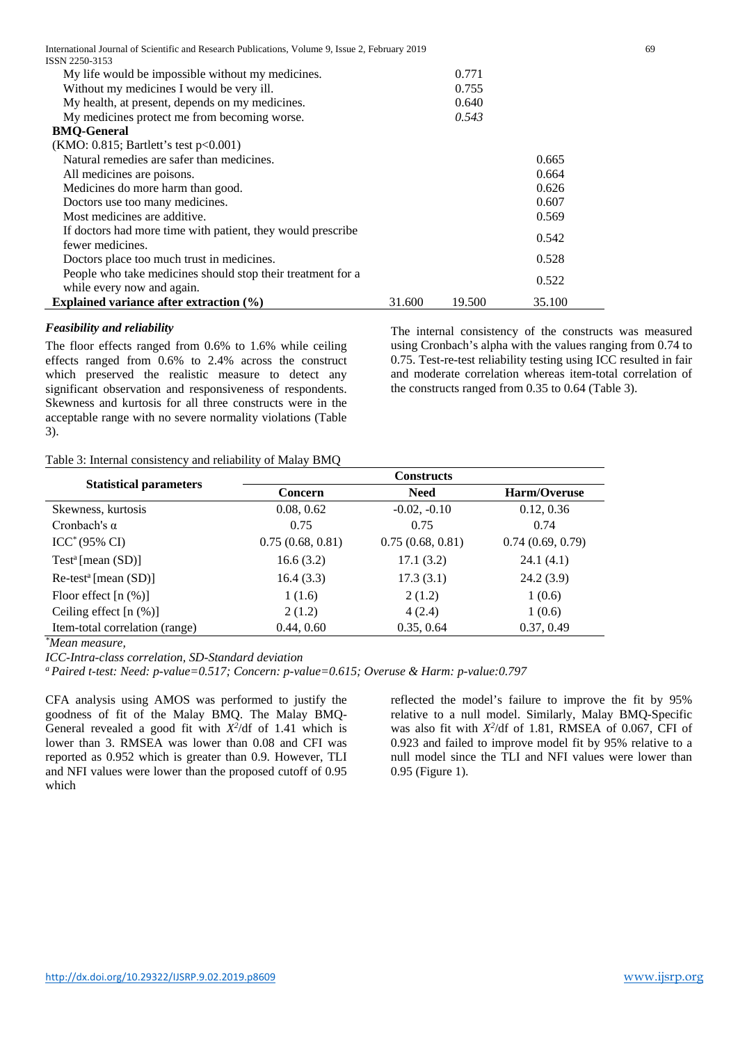| | | | |
|---|---|---|---|
| My life would be impossible without my medicines. | | 0.771 | |
| Without my medicines I would be very ill. | | 0.755 | |
| My health, at present, depends on my medicines. | | 0.640 | |
| My medicines protect me from becoming worse. | | *0.543* | |
| **BMQ-General** | | | |
| (KMO: 0.815; Bartlett's test p<0.001) | | | |
| Natural remedies are safer than medicines. | | | 0.665 |
| All medicines are poisons. | | | 0.664 |
| Medicines do more harm than good. | | | 0.626 |
| Doctors use too many medicines. | | | 0.607 |
| Most medicines are additive. | | | 0.569 |
| If doctors had more time with patient, they would prescribe fewer medicines. | | | 0.542 |
| Doctors place too much trust in medicines. | | | 0.528 |
| People who take medicines should stop their treatment for a while every now and again. | | | 0.522 |
| **Explained variance after extraction (%)** | 31.600 | 19.500 | 35.100 |

### *Feasibility and reliability*

The floor effects ranged from 0.6% to 1.6% while ceiling effects ranged from 0.6% to 2.4% across the construct which preserved the realistic measure to detect any significant observation and responsiveness of respondents. Skewness and kurtosis for all three constructs were in the acceptable range with no severe normality violations (Table 3).

The internal consistency of the constructs was measured using Cronbach's alpha with the values ranging from 0.74 to 0.75. Test-re-test reliability testing using ICC resulted in fair and moderate correlation whereas item-total correlation of the constructs ranged from 0.35 to 0.64 (Table 3).

Table 3: Internal consistency and reliability of Malay BMQ

| Statistical parameters | Constructs | | |
|---|---|---|---|
| | **Concern** | **Need** | **Harm/Overuse** |
| Skewness, kurtosis | 0.08, 0.62 | -0.02, -0.10 | 0.12, 0.36 |
| Cronbach's α | 0.75 | 0.75 | 0.74 |
| ICC* (95% CI) | 0.75 (0.68, 0.81) | 0.75 (0.68, 0.81) | 0.74 (0.69, 0.79) |
| Test[a] [mean (SD)] | 16.6 (3.2) | 17.1 (3.2) | 24.1 (4.1) |
| Re-test[a] [mean (SD)] | 16.4 (3.3) | 17.3 (3.1) | 24.2 (3.9) |
| Floor effect [n (%)] | 1 (1.6) | 2 (1.2) | 1 (0.6) |
| Ceiling effect [n (%)] | 2 (1.2) | 4 (2.4) | 1 (0.6) |
| Item-total correlation (range) | 0.44, 0.60 | 0.35, 0.64 | 0.37, 0.49 |

*\*Mean measure,*

*ICC-Intra-class correlation, SD-Standard deviation*

*[a] Paired t-test: Need: p-value=0.517; Concern: p-value=0.615; Overuse & Harm: p-value:0.797*

CFA analysis using AMOS was performed to justify the goodness of fit of the Malay BMQ. The Malay BMQ-General revealed a good fit with $X^2$/df of 1.41 which is lower than 3. RMSEA was lower than 0.08 and CFI was reported as 0.952 which is greater than 0.9. However, TLI and NFI values were lower than the proposed cutoff of 0.95 which reflected the model's failure to improve the fit by 95% relative to a null model. Similarly, Malay BMQ-Specific was also fit with $X^2$/df of 1.81, RMSEA of 0.067, CFI of 0.923 and failed to improve model fit by 95% relative to a null model since the TLI and NFI values were lower than 0.95 (Figure 1).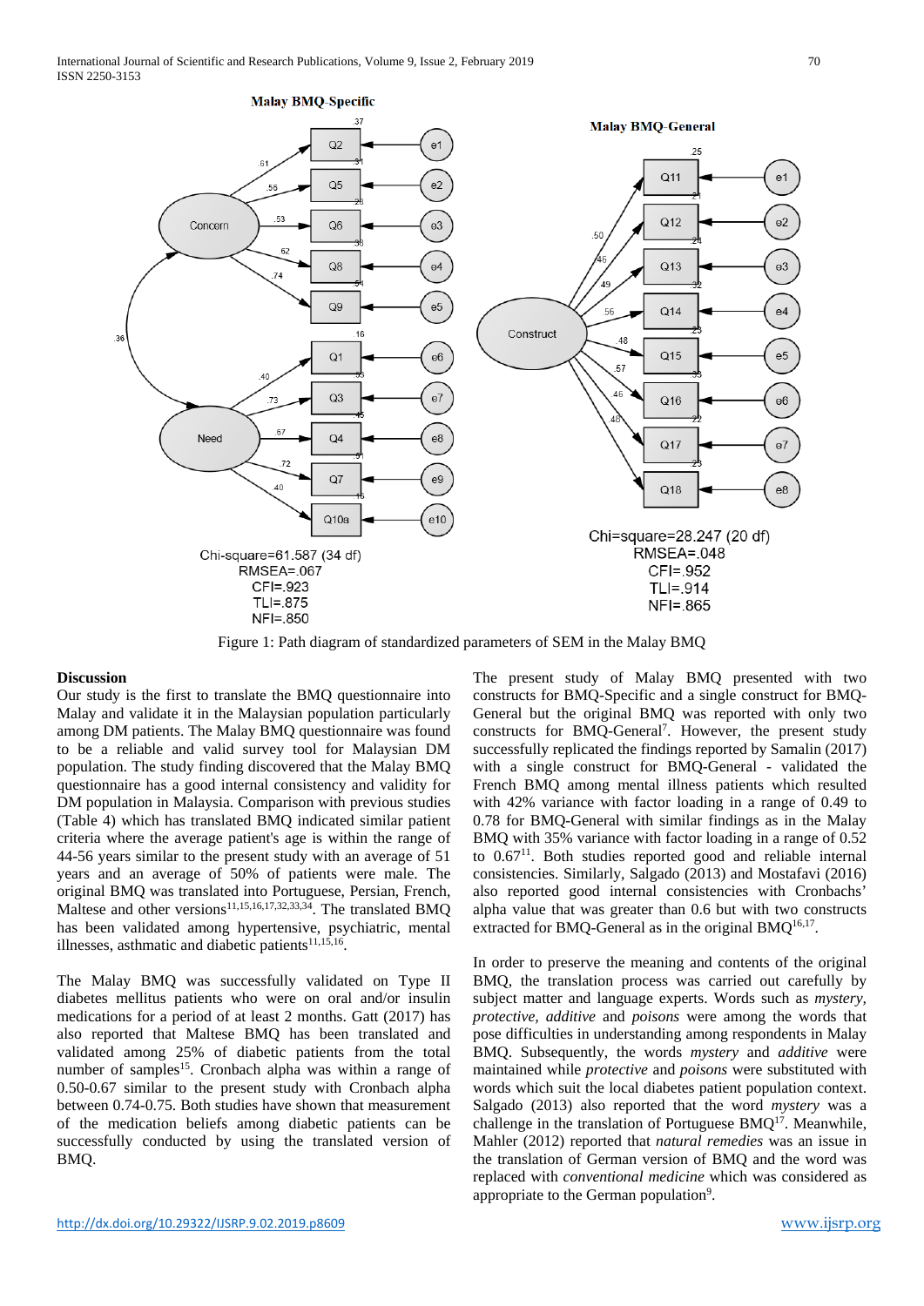Figure 1: Path diagram of standardized parameters of SEM in the Malay BMQ

## Discussion

Our study is the first to translate the BMQ questionnaire into Malay and validate it in the Malaysian population particularly among DM patients. The Malay BMQ questionnaire was found to be a reliable and valid survey tool for Malaysian DM population. The study finding discovered that the Malay BMQ questionnaire has a good internal consistency and validity for DM population in Malaysia. Comparison with previous studies (Table 4) which has translated BMQ indicated similar patient criteria where the average patient's age is within the range of 44-56 years similar to the present study with an average of 51 years and an average of 50% of patients were male. The original BMQ was translated into Portuguese, Persian, French, Maltese and other versions[11,15,16,17,32,33,34]. The translated BMQ has been validated among hypertensive, psychiatric, mental illnesses, asthmatic and diabetic patients[11,15,16].

The Malay BMQ was successfully validated on Type II diabetes mellitus patients who were on oral and/or insulin medications for a period of at least 2 months. Gatt (2017) has also reported that Maltese BMQ has been translated and validated among 25% of diabetic patients from the total number of samples[15]. Cronbach alpha was within a range of 0.50-0.67 similar to the present study with Cronbach alpha between 0.74-0.75. Both studies have shown that measurement of the medication beliefs among diabetic patients can be successfully conducted by using the translated version of BMQ.

The present study of Malay BMQ presented with two constructs for BMQ-Specific and a single construct for BMQ-General but the original BMQ was reported with only two constructs for BMQ-General[7]. However, the present study successfully replicated the findings reported by Samalin (2017) with a single construct for BMQ-General - validated the French BMQ among mental illness patients which resulted with 42% variance with factor loading in a range of 0.49 to 0.78 for BMQ-General with similar findings as in the Malay BMQ with 35% variance with factor loading in a range of 0.52 to 0.67[11]. Both studies reported good and reliable internal consistencies. Similarly, Salgado (2013) and Mostafavi (2016) also reported good internal consistencies with Cronbachs' alpha value that was greater than 0.6 but with two constructs extracted for BMQ-General as in the original BMQ[16,17].

In order to preserve the meaning and contents of the original BMQ, the translation process was carried out carefully by subject matter and language experts. Words such as *mystery, protective, additive* and *poisons* were among the words that pose difficulties in understanding among respondents in Malay BMQ. Subsequently, the words *mystery* and *additive* were maintained while *protective* and *poisons* were substituted with words which suit the local diabetes patient population context. Salgado (2013) also reported that the word *mystery* was a challenge in the translation of Portuguese BMQ[17]. Meanwhile, Mahler (2012) reported that *natural remedies* was an issue in the translation of German version of BMQ and the word was replaced with *conventional medicine* which was considered as appropriate to the German population[9].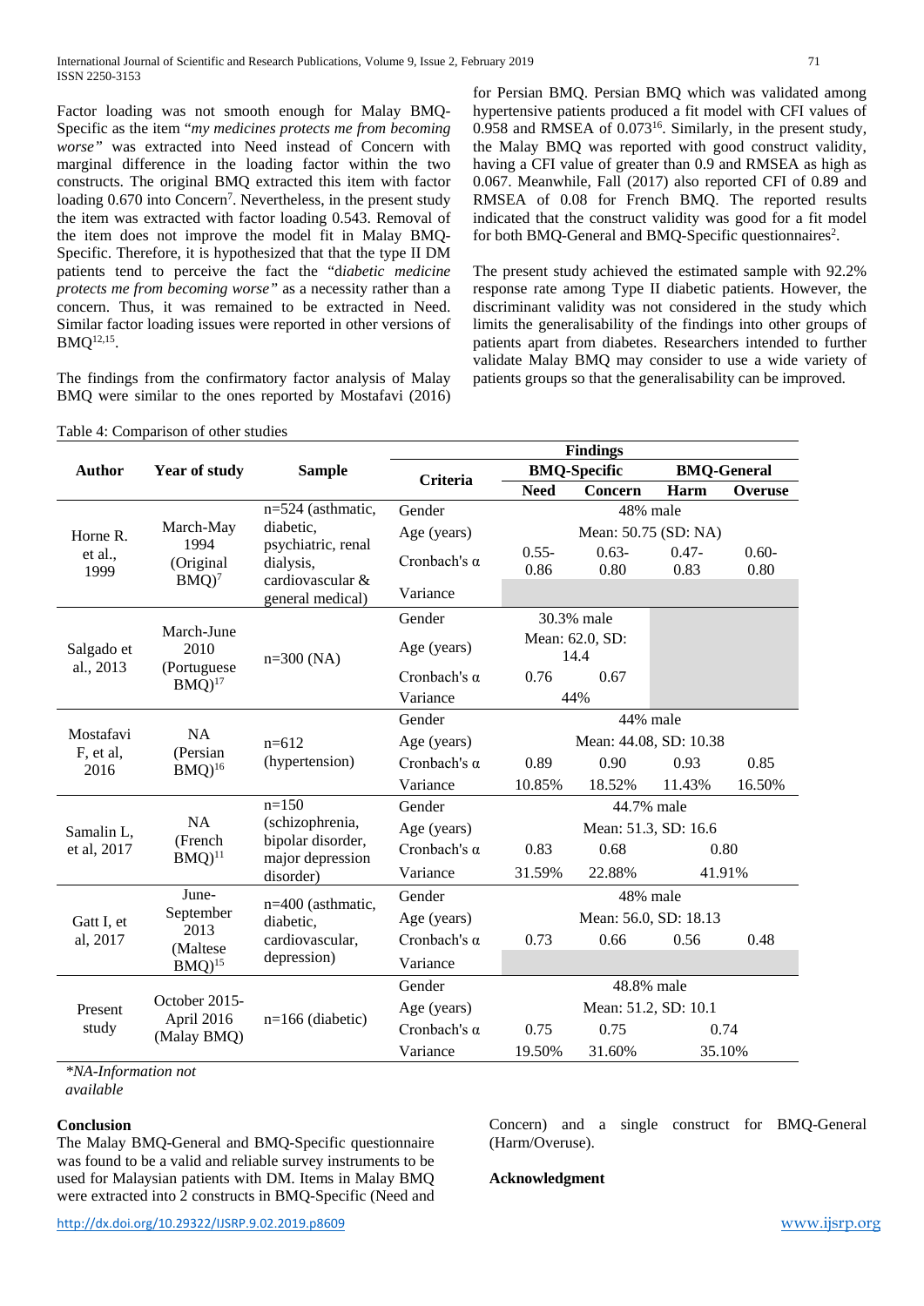Factor loading was not smooth enough for Malay BMQ-Specific as the item "*my medicines protects me from becoming worse"* was extracted into Need instead of Concern with marginal difference in the loading factor within the two constructs. The original BMQ extracted this item with factor loading 0.670 into Concern[7]. Nevertheless, in the present study the item was extracted with factor loading 0.543. Removal of the item does not improve the model fit in Malay BMQ-Specific. Therefore, it is hypothesized that that the type II DM patients tend to perceive the fact the "d*iabetic medicine protects me from becoming worse"* as a necessity rather than a concern. Thus, it was remained to be extracted in Need. Similar factor loading issues were reported in other versions of BMQ[12,15].

The findings from the confirmatory factor analysis of Malay BMQ were similar to the ones reported by Mostafavi (2016) for Persian BMQ. Persian BMQ which was validated among hypertensive patients produced a fit model with CFI values of 0.958 and RMSEA of 0.073[16]. Similarly, in the present study, the Malay BMQ was reported with good construct validity, having a CFI value of greater than 0.9 and RMSEA as high as 0.067. Meanwhile, Fall (2017) also reported CFI of 0.89 and RMSEA of 0.08 for French BMQ. The reported results indicated that the construct validity was good for a fit model for both BMQ-General and BMQ-Specific questionnaires[2].

The present study achieved the estimated sample with 92.2% response rate among Type II diabetic patients. However, the discriminant validity was not considered in the study which limits the generalisability of the findings into other groups of patients apart from diabetes. Researchers intended to further validate Malay BMQ may consider to use a wide variety of patients groups so that the generalisability can be improved.

Table 4: Comparison of other studies

| Author | Year of study | Sample | Findings | | | | |
|---|---|---|---|---|---|---|---|
| | | | Criteria | BMQ-Specific | | BMQ-General | |
| | | | | Need | Concern | Harm | Overuse |
| Horne R. et al., 1999 | March-May 1994 (Original BMQ)[7] | n=524 (asthmatic, diabetic, psychiatric, renal dialysis, cardiovascular & general medical) | Gender | 48% male | | | |
| | | | Age (years) | Mean: 50.75 (SD: NA) | | | |
| | | | Cronbach's α | 0.55-0.86 | 0.63-0.80 | 0.47-0.83 | 0.60-0.80 |
| | | | Variance | | | | |
| Salgado et al., 2013 | March-June 2010 (Portuguese BMQ)[17] | n=300 (NA) | Gender | 30.3% male | | | |
| | | | Age (years) | Mean: 62.0, SD: 14.4 | | | |
| | | | Cronbach's α | 0.76 | 0.67 | | |
| | | | Variance | 44% | | | |
| Mostafavi F, et al, 2016 | NA (Persian BMQ)[16] | n=612 (hypertension) | Gender | 44% male | | | |
| | | | Age (years) | Mean: 44.08, SD: 10.38 | | | |
| | | | Cronbach's α | 0.89 | 0.90 | 0.93 | 0.85 |
| | | | Variance | 10.85% | 18.52% | 11.43% | 16.50% |
| Samalin L, et al, 2017 | NA (French BMQ)[11] | n=150 (schizophrenia, bipolar disorder, major depression disorder) | Gender | 44.7% male | | | |
| | | | Age (years) | Mean: 51.3, SD: 16.6 | | | |
| | | | Cronbach's α | 0.83 | 0.68 | 0.80 | |
| | | | Variance | 31.59% | 22.88% | 41.91% | |
| Gatt I, et al, 2017 | June-September 2013 (Maltese BMQ)[15] | n=400 (asthmatic, diabetic, cardiovascular, depression) | Gender | 48% male | | | |
| | | | Age (years) | Mean: 56.0, SD: 18.13 | | | |
| | | | Cronbach's α | 0.73 | 0.66 | 0.56 | 0.48 |
| | | | Variance | | | | |
| Present study | October 2015-April 2016 (Malay BMQ) | n=166 (diabetic) | Gender | 48.8% male | | | |
| | | | Age (years) | Mean: 51.2, SD: 10.1 | | | |
| | | | Cronbach's α | 0.75 | 0.75 | 0.74 | |
| | | | Variance | 19.50% | 31.60% | 35.10% | |

*\*NA-Information not available*

### Conclusion

The Malay BMQ-General and BMQ-Specific questionnaire was found to be a valid and reliable survey instruments to be used for Malaysian patients with DM. Items in Malay BMQ were extracted into 2 constructs in BMQ-Specific (Need and Concern) and a single construct for BMQ-General (Harm/Overuse).

### Acknowledgment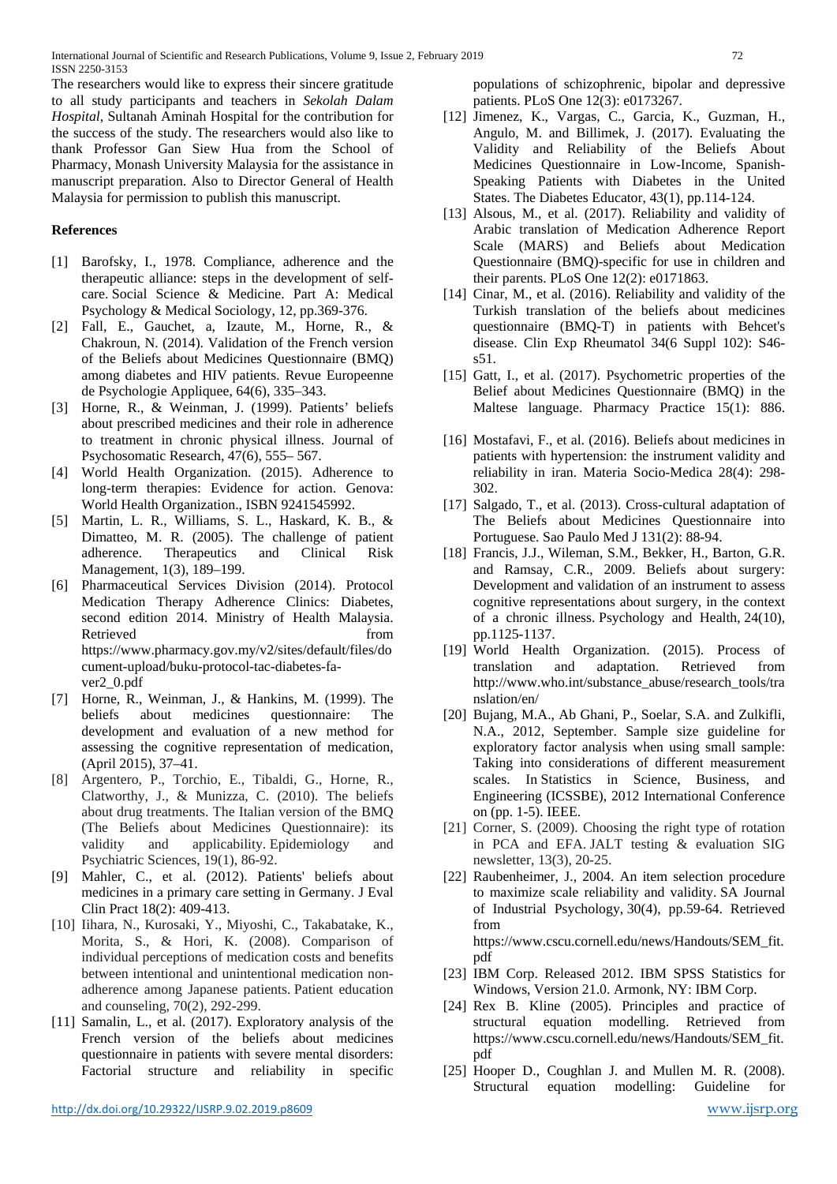The researchers would like to express their sincere gratitude to all study participants and teachers in *Sekolah Dalam Hospital*, Sultanah Aminah Hospital for the contribution for the success of the study. The researchers would also like to thank Professor Gan Siew Hua from the School of Pharmacy, Monash University Malaysia for the assistance in manuscript preparation. Also to Director General of Health Malaysia for permission to publish this manuscript.

### References

[1] Barofsky, I., 1978. Compliance, adherence and the therapeutic alliance: steps in the development of self-care. Social Science & Medicine. Part A: Medical Psychology & Medical Sociology, 12, pp.369-376.

[2] Fall, E., Gauchet, a, Izaute, M., Horne, R., & Chakroun, N. (2014). Validation of the French version of the Beliefs about Medicines Questionnaire (BMQ) among diabetes and HIV patients. Revue Europeenne de Psychologie Appliquee, 64(6), 335–343.

[3] Horne, R., & Weinman, J. (1999). Patients' beliefs about prescribed medicines and their role in adherence to treatment in chronic physical illness. Journal of Psychosomatic Research, 47(6), 555– 567.

[4] World Health Organization. (2015). Adherence to long-term therapies: Evidence for action. Genova: World Health Organization., ISBN 9241545992.

[5] Martin, L. R., Williams, S. L., Haskard, K. B., & Dimatteo, M. R. (2005). The challenge of patient adherence. Therapeutics and Clinical Risk Management, 1(3), 189–199.

[6] Pharmaceutical Services Division (2014). Protocol Medication Therapy Adherence Clinics: Diabetes, second edition 2014. Ministry of Health Malaysia. Retrieved from https://www.pharmacy.gov.my/v2/sites/default/files/document-upload/buku-protocol-tac-diabetes-fa-ver2_0.pdf

[7] Horne, R., Weinman, J., & Hankins, M. (1999). The beliefs about medicines questionnaire: The development and evaluation of a new method for assessing the cognitive representation of medication, (April 2015), 37–41.

[8] Argentero, P., Torchio, E., Tibaldi, G., Horne, R., Clatworthy, J., & Munizza, C. (2010). The beliefs about drug treatments. The Italian version of the BMQ (The Beliefs about Medicines Questionnaire): its validity and applicability. Epidemiology and Psychiatric Sciences, 19(1), 86-92.

[9] Mahler, C., et al. (2012). Patients' beliefs about medicines in a primary care setting in Germany. J Eval Clin Pract 18(2): 409-413.

[10] Iihara, N., Kurosaki, Y., Miyoshi, C., Takabatake, K., Morita, S., & Hori, K. (2008). Comparison of individual perceptions of medication costs and benefits between intentional and unintentional medication non-adherence among Japanese patients. Patient education and counseling, 70(2), 292-299.

[11] Samalin, L., et al. (2017). Exploratory analysis of the French version of the beliefs about medicines questionnaire in patients with severe mental disorders: Factorial structure and reliability in specific populations of schizophrenic, bipolar and depressive patients. PLoS One 12(3): e0173267.

[12] Jimenez, K., Vargas, C., Garcia, K., Guzman, H., Angulo, M. and Billimek, J. (2017). Evaluating the Validity and Reliability of the Beliefs About Medicines Questionnaire in Low-Income, Spanish-Speaking Patients with Diabetes in the United States. The Diabetes Educator, 43(1), pp.114-124.

[13] Alsous, M., et al. (2017). Reliability and validity of Arabic translation of Medication Adherence Report Scale (MARS) and Beliefs about Medication Questionnaire (BMQ)-specific for use in children and their parents. PLoS One 12(2): e0171863.

[14] Cinar, M., et al. (2016). Reliability and validity of the Turkish translation of the beliefs about medicines questionnaire (BMQ-T) in patients with Behcet's disease. Clin Exp Rheumatol 34(6 Suppl 102): S46-s51.

[15] Gatt, I., et al. (2017). Psychometric properties of the Belief about Medicines Questionnaire (BMQ) in the Maltese language. Pharmacy Practice 15(1): 886.

[16] Mostafavi, F., et al. (2016). Beliefs about medicines in patients with hypertension: the instrument validity and reliability in iran. Materia Socio-Medica 28(4): 298-302.

[17] Salgado, T., et al. (2013). Cross-cultural adaptation of The Beliefs about Medicines Questionnaire into Portuguese. Sao Paulo Med J 131(2): 88-94.

[18] Francis, J.J., Wileman, S.M., Bekker, H., Barton, G.R. and Ramsay, C.R., 2009. Beliefs about surgery: Development and validation of an instrument to assess cognitive representations about surgery, in the context of a chronic illness. Psychology and Health, 24(10), pp.1125-1137.

[19] World Health Organization. (2015). Process of translation and adaptation. Retrieved from http://www.who.int/substance_abuse/research_tools/translation/en/

[20] Bujang, M.A., Ab Ghani, P., Soelar, S.A. and Zulkifli, N.A., 2012, September. Sample size guideline for exploratory factor analysis when using small sample: Taking into considerations of different measurement scales. In Statistics in Science, Business, and Engineering (ICSSBE), 2012 International Conference on (pp. 1-5). IEEE.

[21] Corner, S. (2009). Choosing the right type of rotation in PCA and EFA. JALT testing & evaluation SIG newsletter, 13(3), 20-25.

[22] Raubenheimer, J., 2004. An item selection procedure to maximize scale reliability and validity. SA Journal of Industrial Psychology, 30(4), pp.59-64. Retrieved from https://www.cscu.cornell.edu/news/Handouts/SEM_fit.pdf

[23] IBM Corp. Released 2012. IBM SPSS Statistics for Windows, Version 21.0. Armonk, NY: IBM Corp.

[24] Rex B. Kline (2005). Principles and practice of structural equation modelling. Retrieved from https://www.cscu.cornell.edu/news/Handouts/SEM_fit.pdf

[25] Hooper D., Coughlan J. and Mullen M. R. (2008). Structural equation modelling: Guideline for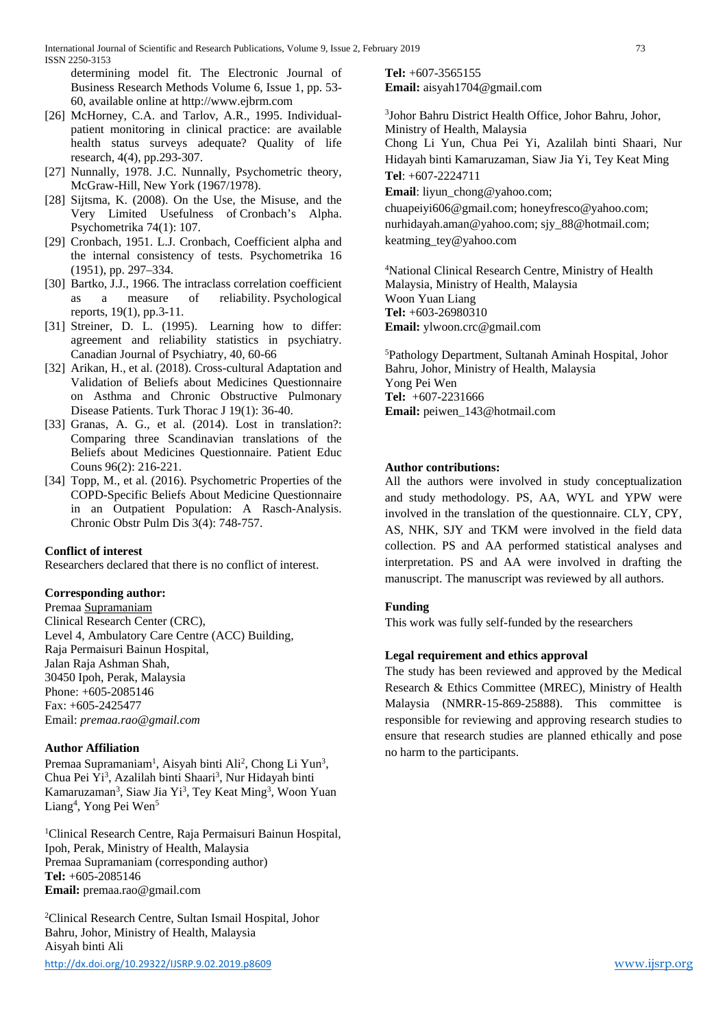determining model fit. The Electronic Journal of Business Research Methods Volume 6, Issue 1, pp. 53-60, available online at http://www.ejbrm.com

[26] McHorney, C.A. and Tarlov, A.R., 1995. Individual-patient monitoring in clinical practice: are available health status surveys adequate? Quality of life research, 4(4), pp.293-307.

[27] Nunnally, 1978. J.C. Nunnally, Psychometric theory, McGraw-Hill, New York (1967/1978).

[28] Sijtsma, K. (2008). On the Use, the Misuse, and the Very Limited Usefulness of Cronbach's Alpha. Psychometrika 74(1): 107.

[29] Cronbach, 1951. L.J. Cronbach, Coefficient alpha and the internal consistency of tests. Psychometrika 16 (1951), pp. 297–334.

[30] Bartko, J.J., 1966. The intraclass correlation coefficient as a measure of reliability. Psychological reports, 19(1), pp.3-11.

[31] Streiner, D. L. (1995). Learning how to differ: agreement and reliability statistics in psychiatry. Canadian Journal of Psychiatry, 40, 60-66

[32] Arikan, H., et al. (2018). Cross-cultural Adaptation and Validation of Beliefs about Medicines Questionnaire on Asthma and Chronic Obstructive Pulmonary Disease Patients. Turk Thorac J 19(1): 36-40.

[33] Granas, A. G., et al. (2014). Lost in translation?: Comparing three Scandinavian translations of the Beliefs about Medicines Questionnaire. Patient Educ Couns 96(2): 216-221.

[34] Topp, M., et al. (2016). Psychometric Properties of the COPD-Specific Beliefs About Medicine Questionnaire in an Outpatient Population: A Rasch-Analysis. Chronic Obstr Pulm Dis 3(4): 748-757.

**Conflict of interest**

Researchers declared that there is no conflict of interest.

**Corresponding author:**

Premaa Supramaniam
Clinical Research Center (CRC),
Level 4, Ambulatory Care Centre (ACC) Building,
Raja Permaisuri Bainun Hospital,
Jalan Raja Ashman Shah,
30450 Ipoh, Perak, Malaysia
Phone: +605-2085146
Fax: +605-2425477
Email: *premaa.rao@gmail.com*

**Author Affiliation**

Premaa Supramaniam[1], Aisyah binti Ali[2], Chong Li Yun[3], Chua Pei Yi[3], Azalilah binti Shaari[3], Nur Hidayah binti Kamaruzaman[3], Siaw Jia Yi[3], Tey Keat Ming[3], Woon Yuan Liang[4], Yong Pei Wen[5]

[1]Clinical Research Centre, Raja Permaisuri Bainun Hospital, Ipoh, Perak, Ministry of Health, Malaysia
Premaa Supramaniam (corresponding author)
**Tel:** +605-2085146
**Email:** premaa.rao@gmail.com

[2]Clinical Research Centre, Sultan Ismail Hospital, Johor Bahru, Johor, Ministry of Health, Malaysia
Aisyah binti Ali
**Tel:** +607-3565155
**Email:** aisyah1704@gmail.com

[3]Johor Bahru District Health Office, Johor Bahru, Johor, Ministry of Health, Malaysia
Chong Li Yun, Chua Pei Yi, Azalilah binti Shaari, Nur Hidayah binti Kamaruzaman, Siaw Jia Yi, Tey Keat Ming
**Tel**: +607-2224711
**Email**: liyun_chong@yahoo.com; chuapeiyi606@gmail.com; honeyfresco@yahoo.com; nurhidayah.aman@yahoo.com; sjy_88@hotmail.com; keatming_tey@yahoo.com

[4]National Clinical Research Centre, Ministry of Health Malaysia, Ministry of Health, Malaysia
Woon Yuan Liang
**Tel:** +603-26980310
**Email:** ylwoon.crc@gmail.com

[5]Pathology Department, Sultanah Aminah Hospital, Johor Bahru, Johor, Ministry of Health, Malaysia
Yong Pei Wen
**Tel:** +607-2231666
**Email:** peiwen_143@hotmail.com

**Author contributions:**

All the authors were involved in study conceptualization and study methodology. PS, AA, WYL and YPW were involved in the translation of the questionnaire. CLY, CPY, AS, NHK, SJY and TKM were involved in the field data collection. PS and AA performed statistical analyses and interpretation. PS and AA were involved in drafting the manuscript. The manuscript was reviewed by all authors.

**Funding**

This work was fully self-funded by the researchers

**Legal requirement and ethics approval**

The study has been reviewed and approved by the Medical Research & Ethics Committee (MREC), Ministry of Health Malaysia (NMRR-15-869-25888). This committee is responsible for reviewing and approving research studies to ensure that research studies are planned ethically and pose no harm to the participants.